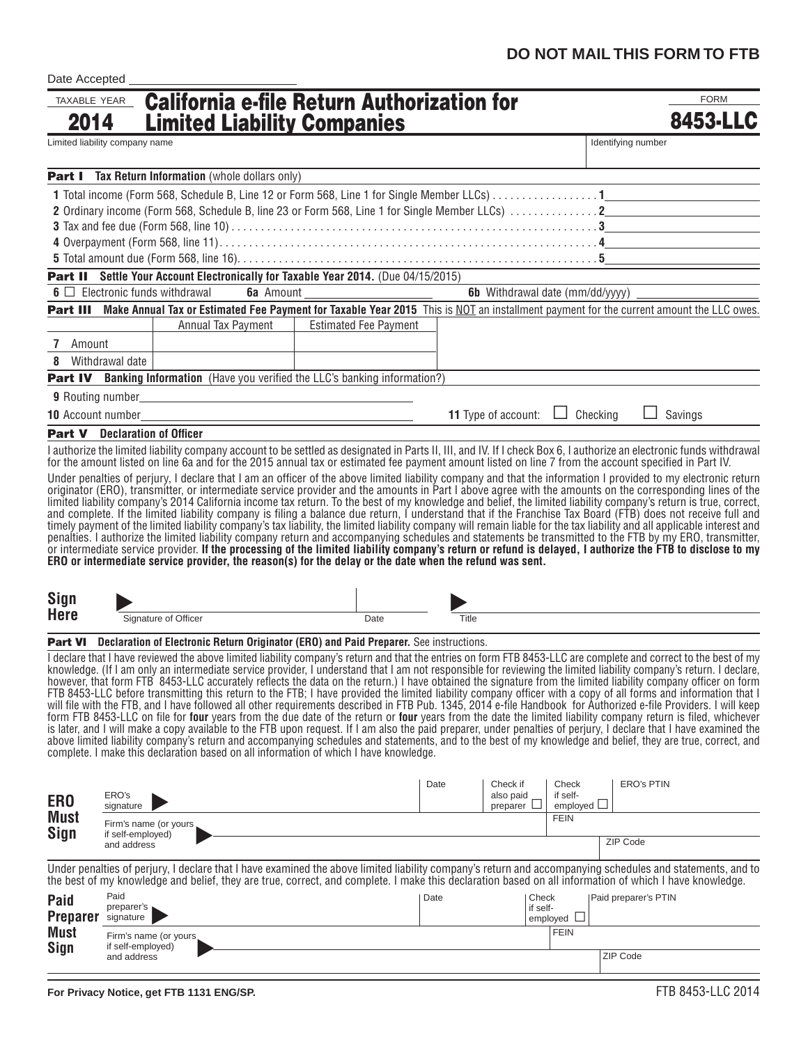**DO NOT MAIL THIS FORM TO FTB**

Date Accepted ____________________

TAXABLE YEAR **2014**

# California e-file Return Authorization for Limited Liability Companies

FORM **8453-LLC**

| Limited liability company name | Identifying number |
|---|---|
| | |

**Part I Tax Return Information** (whole dollars only)

**1** Total income (Form 568, Schedule B, Line 12 or Form 568, Line 1 for Single Member LLCs) . . . . . . . . . . . . . . . . . **1** ____________

**2** Ordinary income (Form 568, Schedule B, line 23 or Form 568, Line 1 for Single Member LLCs) . . . . . . . . . . . . . . **2** ____________

**3** Tax and fee due (Form 568, line 10) . . . . . . . . . . . . . . . . . . . . . . . . . . . . . . . . . . . . . . . . . . . . . . . . . . . . . . . . **3** ____________

**4** Overpayment (Form 568, line 11) . . . . . . . . . . . . . . . . . . . . . . . . . . . . . . . . . . . . . . . . . . . . . . . . . . . . . . . . . . **4** ____________

**5** Total amount due (Form 568, line 16) . . . . . . . . . . . . . . . . . . . . . . . . . . . . . . . . . . . . . . . . . . . . . . . . . . . . . . . **5** ____________

**Part II Settle Your Account Electronically for Taxable Year 2014.** (Due 04/15/2015)

**6** ☐ Electronic funds withdrawal **6a** Amount ____________ **6b** Withdrawal date (mm/dd/yyyy) ____________

**Part III Make Annual Tax or Estimated Fee Payment for Taxable Year 2015** This is NOT an installment payment for the current amount the LLC owes.

| | Annual Tax Payment | Estimated Fee Payment |
|---|---|---|
| **7** Amount | | |
| **8** Withdrawal date | | |

**Part IV Banking Information** (Have you verified the LLC's banking information?)

**9** Routing number ____________________

**10** Account number ____________________ **11** Type of account: ☐ Checking ☐ Savings

**Part V Declaration of Officer**

I authorize the limited liability company account to be settled as designated in Parts II, III, and IV. If I check Box 6, I authorize an electronic funds withdrawal for the amount listed on line 6a and for the 2015 annual tax or estimated fee payment amount listed on line 7 from the account specified in Part IV.

Under penalties of perjury, I declare that I am an officer of the above limited liability company and that the information I provided to my electronic return originator (ERO), transmitter, or intermediate service provider and the amounts in Part I above agree with the amounts on the corresponding lines of the limited liability company's 2014 California income tax return. To the best of my knowledge and belief, the limited liability company's return is true, correct, and complete. If the limited liability company is filing a balance due return, I understand that if the Franchise Tax Board (FTB) does not receive full and timely payment of the limited liability company's tax liability, the limited liability company will remain liable for the tax liability and all applicable interest and penalties. I authorize the limited liability company return and accompanying schedules and statements be transmitted to the FTB by my ERO, transmitter, or intermediate service provider. **If the processing of the limited liability company's return or refund is delayed, I authorize the FTB to disclose to my ERO or intermediate service provider, the reason(s) for the delay or the date when the refund was sent.**

**Sign Here** ▶ ____________________ Signature of Officer | Date | ▶ Title

**Part VI Declaration of Electronic Return Originator (ERO) and Paid Preparer.** See instructions.

I declare that I have reviewed the above limited liability company's return and that the entries on form FTB 8453-LLC are complete and correct to the best of my knowledge. (If I am only an intermediate service provider, I understand that I am not responsible for reviewing the limited liability company's return. I declare, however, that form FTB 8453-LLC accurately reflects the data on the return.) I have obtained the signature from the limited liability company officer on form FTB 8453-LLC before transmitting this return to the FTB; I have provided the limited liability company officer with a copy of all forms and information that I will file with the FTB, and I have followed all other requirements described in FTB Pub. 1345, 2014 e-file Handbook for Authorized e-file Providers. I will keep form FTB 8453-LLC on file for **four** years from the due date of the return or **four** years from the date the limited liability company return is filed, whichever is later, and I will make a copy available to the FTB upon request. If I am also the paid preparer, under penalties of perjury, I declare that I have examined the above limited liability company's return and accompanying schedules and statements, and to the best of my knowledge and belief, they are true, correct, and complete. I make this declaration based on all information of which I have knowledge.

**ERO Must Sign**

| ERO's signature ▶ | Date | Check if also paid preparer ☐ | Check if self-employed ☐ | ERO's PTIN |
|---|---|---|---|---|
| Firm's name (or yours if self-employed) and address ▶ | | | FEIN | |
| | | | | ZIP Code |

Under penalties of perjury, I declare that I have examined the above limited liability company's return and accompanying schedules and statements, and to the best of my knowledge and belief, they are true, correct, and complete. I make this declaration based on all information of which I have knowledge.

**Paid Preparer Must Sign**

| Paid preparer's signature ▶ | Date | Check if self-employed ☐ | Paid preparer's PTIN |
|---|---|---|---|
| Firm's name (or yours if self-employed) and address ▶ | | FEIN | |
| | | | ZIP Code |

**For Privacy Notice, get FTB 1131 ENG/SP.**

FTB 8453-LLC 2014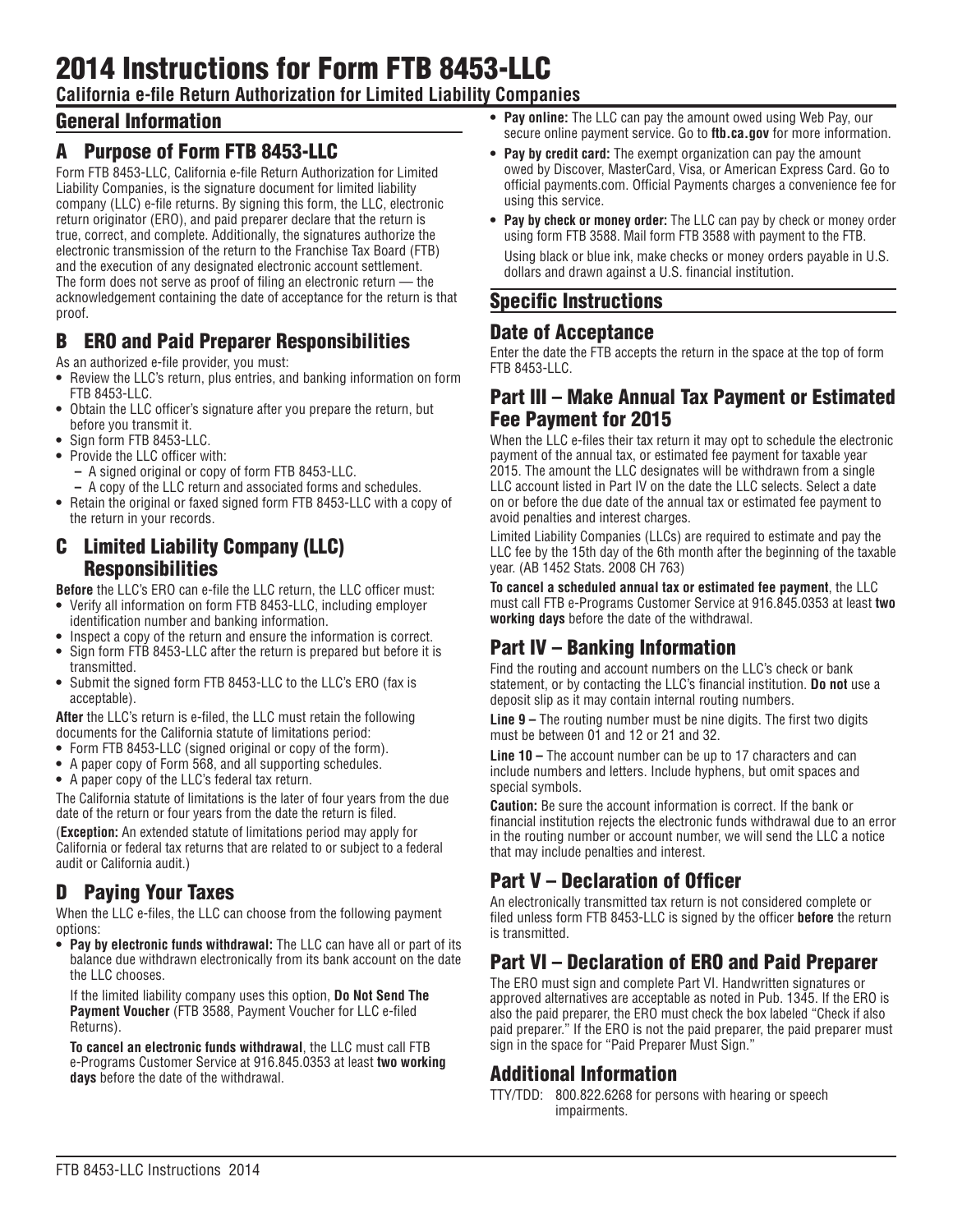# 2014 Instructions for Form FTB 8453-LLC

**California e-file Return Authorization for Limited Liability Companies**

## General Information

## A Purpose of Form FTB 8453-LLC

Form FTB 8453-LLC, California e-file Return Authorization for Limited Liability Companies, is the signature document for limited liability company (LLC) e-file returns. By signing this form, the LLC, electronic return originator (ERO), and paid preparer declare that the return is true, correct, and complete. Additionally, the signatures authorize the electronic transmission of the return to the Franchise Tax Board (FTB) and the execution of any designated electronic account settlement. The form does not serve as proof of filing an electronic return — the acknowledgement containing the date of acceptance for the return is that proof.

## B ERO and Paid Preparer Responsibilities

As an authorized e-file provider, you must:

- Review the LLC's return, plus entries, and banking information on form FTB 8453-LLC.
- Obtain the LLC officer's signature after you prepare the return, but before you transmit it.
- Sign form FTB 8453-LLC.
- Provide the LLC officer with:
  - A signed original or copy of form FTB 8453-LLC.
  - A copy of the LLC return and associated forms and schedules.
- Retain the original or faxed signed form FTB 8453-LLC with a copy of the return in your records.

## C Limited Liability Company (LLC) Responsibilities

**Before** the LLC's ERO can e-file the LLC return, the LLC officer must:

- Verify all information on form FTB 8453-LLC, including employer identification number and banking information.
- Inspect a copy of the return and ensure the information is correct.
- Sign form FTB 8453-LLC after the return is prepared but before it is transmitted.
- Submit the signed form FTB 8453-LLC to the LLC's ERO (fax is acceptable).

**After** the LLC's return is e-filed, the LLC must retain the following documents for the California statute of limitations period:

- Form FTB 8453-LLC (signed original or copy of the form).
- A paper copy of Form 568, and all supporting schedules.
- A paper copy of the LLC's federal tax return.

The California statute of limitations is the later of four years from the due date of the return or four years from the date the return is filed.

(**Exception:** An extended statute of limitations period may apply for California or federal tax returns that are related to or subject to a federal audit or California audit.)

## D Paying Your Taxes

When the LLC e-files, the LLC can choose from the following payment options:

- **Pay by electronic funds withdrawal:** The LLC can have all or part of its balance due withdrawn electronically from its bank account on the date the LLC chooses.

  If the limited liability company uses this option, **Do Not Send The Payment Voucher** (FTB 3588, Payment Voucher for LLC e-filed Returns).

  **To cancel an electronic funds withdrawal**, the LLC must call FTB e-Programs Customer Service at 916.845.0353 at least **two working days** before the date of the withdrawal.

- **Pay online:** The LLC can pay the amount owed using Web Pay, our secure online payment service. Go to **ftb.ca.gov** for more information.
- **Pay by credit card:** The exempt organization can pay the amount owed by Discover, MasterCard, Visa, or American Express Card. Go to official payments.com. Official Payments charges a convenience fee for using this service.
- **Pay by check or money order:** The LLC can pay by check or money order using form FTB 3588. Mail form FTB 3588 with payment to the FTB.

  Using black or blue ink, make checks or money orders payable in U.S. dollars and drawn against a U.S. financial institution.

## Specific Instructions

## Date of Acceptance

Enter the date the FTB accepts the return in the space at the top of form FTB 8453-LLC.

## Part III – Make Annual Tax Payment or Estimated Fee Payment for 2015

When the LLC e-files their tax return it may opt to schedule the electronic payment of the annual tax, or estimated fee payment for taxable year 2015. The amount the LLC designates will be withdrawn from a single LLC account listed in Part IV on the date the LLC selects. Select a date on or before the due date of the annual tax or estimated fee payment to avoid penalties and interest charges.

Limited Liability Companies (LLCs) are required to estimate and pay the LLC fee by the 15th day of the 6th month after the beginning of the taxable year. (AB 1452 Stats. 2008 CH 763)

**To cancel a scheduled annual tax or estimated fee payment**, the LLC must call FTB e-Programs Customer Service at 916.845.0353 at least **two working days** before the date of the withdrawal.

## Part IV – Banking Information

Find the routing and account numbers on the LLC's check or bank statement, or by contacting the LLC's financial institution. **Do not** use a deposit slip as it may contain internal routing numbers.

**Line 9 –** The routing number must be nine digits. The first two digits must be between 01 and 12 or 21 and 32.

**Line 10 –** The account number can be up to 17 characters and can include numbers and letters. Include hyphens, but omit spaces and special symbols.

**Caution:** Be sure the account information is correct. If the bank or financial institution rejects the electronic funds withdrawal due to an error in the routing number or account number, we will send the LLC a notice that may include penalties and interest.

## Part V – Declaration of Officer

An electronically transmitted tax return is not considered complete or filed unless form FTB 8453-LLC is signed by the officer **before** the return is transmitted.

## Part VI – Declaration of ERO and Paid Preparer

The ERO must sign and complete Part VI. Handwritten signatures or approved alternatives are acceptable as noted in Pub. 1345. If the ERO is also the paid preparer, the ERO must check the box labeled "Check if also paid preparer." If the ERO is not the paid preparer, the paid preparer must sign in the space for "Paid Preparer Must Sign."

## Additional Information

TTY/TDD: 800.822.6268 for persons with hearing or speech impairments.